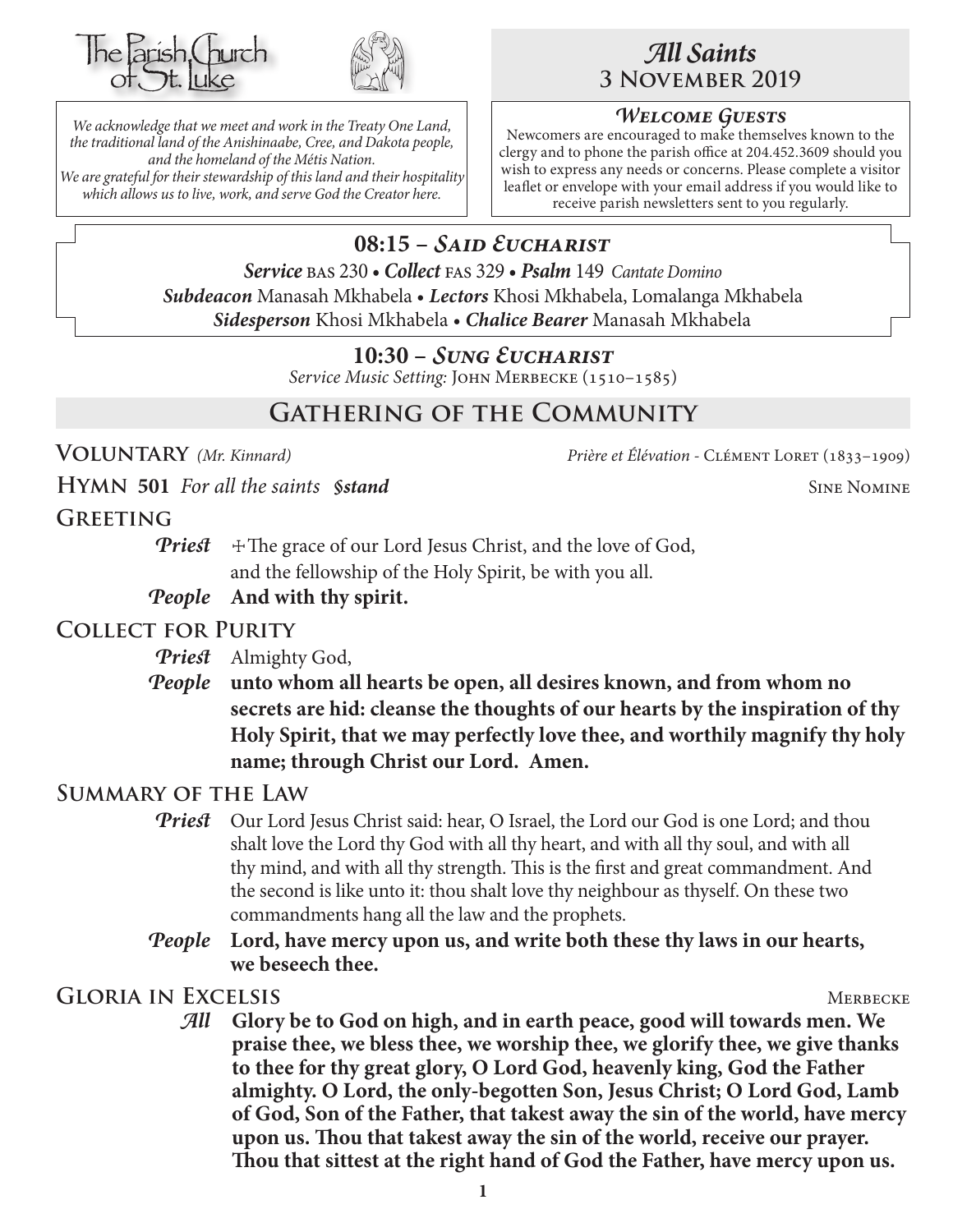The Parish Church of St. Luke

*We acknowledge that we meet and work in the Treaty One Land, the traditional land of the Anishinaabe, Cree, and Dakota people, and the homeland of the Métis Nation. We are grateful for their stewardship of this land and their hospitality which allows us to live, work, and serve God the Creator here.*

# *All Saints*
## 3 November 2019

### *Welcome Guests*

Newcomers are encouraged to make themselves known to the clergy and to phone the parish office at 204.452.3609 should you wish to express any needs or concerns. Please complete a visitor leaflet or envelope with your email address if you would like to receive parish newsletters sent to you regularly.

## 08:15 – *Said Eucharist*

***Service*** BAS 230 • ***Collect*** FAS 329 • ***Psalm*** 149 *Cantate Domino*
***Subdeacon*** Manasah Mkhabela • ***Lectors*** Khosi Mkhabela, Lomalanga Mkhabela
***Sidesperson*** Khosi Mkhabela • ***Chalice Bearer*** Manasah Mkhabela

## 10:30 – *Sung Eucharist*

*Service Music Setting:* John Merbecke (1510–1585)

## Gathering of the Community

**Voluntary** *(Mr. Kinnard)* — *Prière et Élévation* - Clément Loret (1833–1909)

**Hymn 501** *For all the saints* ***§stand*** — Sine Nomine

**Greeting**

***Priest*** ✠The grace of our Lord Jesus Christ, and the love of God, and the fellowship of the Holy Spirit, be with you all.

***People*** **And with thy spirit.**

**Collect for Purity**

***Priest*** Almighty God,

***People*** **unto whom all hearts be open, all desires known, and from whom no secrets are hid: cleanse the thoughts of our hearts by the inspiration of thy Holy Spirit, that we may perfectly love thee, and worthily magnify thy holy name; through Christ our Lord. Amen.**

**Summary of the Law**

***Priest*** Our Lord Jesus Christ said: hear, O Israel, the Lord our God is one Lord; and thou shalt love the Lord thy God with all thy heart, and with all thy soul, and with all thy mind, and with all thy strength. This is the first and great commandment. And the second is like unto it: thou shalt love thy neighbour as thyself. On these two commandments hang all the law and the prophets.

***People*** **Lord, have mercy upon us, and write both these thy laws in our hearts, we beseech thee.**

**Gloria in Excelsis** — Merbecke

***All*** **Glory be to God on high, and in earth peace, good will towards men. We praise thee, we bless thee, we worship thee, we glorify thee, we give thanks to thee for thy great glory, O Lord God, heavenly king, God the Father almighty. O Lord, the only-begotten Son, Jesus Christ; O Lord God, Lamb of God, Son of the Father, that takest away the sin of the world, have mercy upon us. Thou that takest away the sin of the world, receive our prayer. Thou that sittest at the right hand of God the Father, have mercy upon us.**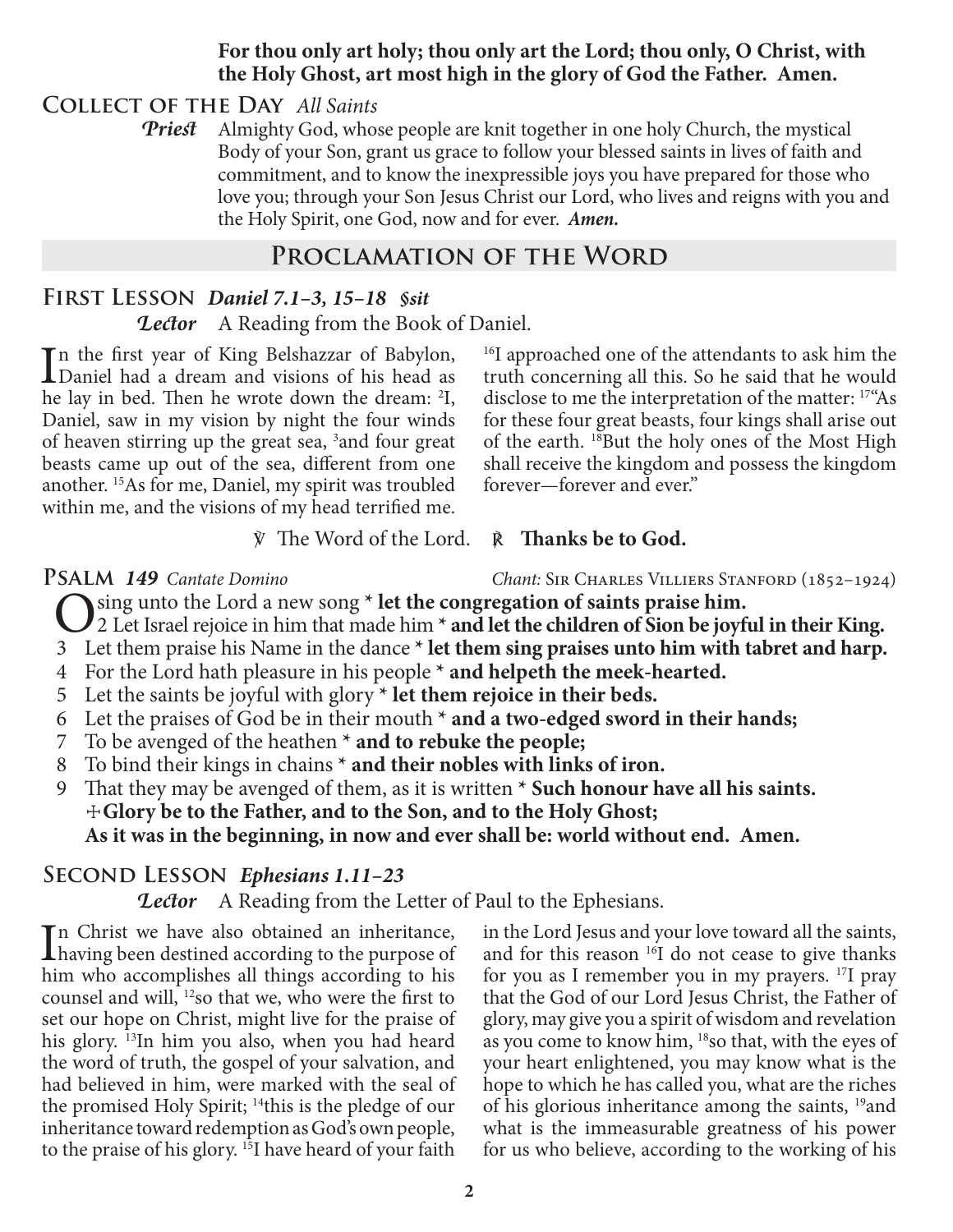**For thou only art holy; thou only art the Lord; thou only, O Christ, with the Holy Ghost, art most high in the glory of God the Father. Amen.**

### Collect of the Day *All Saints*

***Priest*** Almighty God, whose people are knit together in one holy Church, the mystical Body of your Son, grant us grace to follow your blessed saints in lives of faith and commitment, and to know the inexpressible joys you have prepared for those who love you; through your Son Jesus Christ our Lord, who lives and reigns with you and the Holy Spirit, one God, now and for ever. ***Amen.***

## Proclamation of the Word

### First Lesson *Daniel 7.1–3, 15–18* *sit*

***Lector*** A Reading from the Book of Daniel.

In the first year of King Belshazzar of Babylon, Daniel had a dream and visions of his head as he lay in bed. Then he wrote down the dream: [2]I, Daniel, saw in my vision by night the four winds of heaven stirring up the great sea, [3]and four great beasts came up out of the sea, different from one another. [15]As for me, Daniel, my spirit was troubled within me, and the visions of my head terrified me. [16]I approached one of the attendants to ask him the truth concerning all this. So he said that he would disclose to me the interpretation of the matter: [17]"As for these four great beasts, four kings shall arise out of the earth. [18]But the holy ones of the Most High shall receive the kingdom and possess the kingdom forever—forever and ever."

℣ The Word of the Lord. ℟ **Thanks be to God.**

### Psalm *149* *Cantate Domino*

*Chant:* Sir Charles Villiers Stanford (1852–1924)

O sing unto the Lord a new song * **let the congregation of saints praise him.**

2 Let Israel rejoice in him that made him * **and let the children of Sion be joyful in their King.**

3 Let them praise his Name in the dance * **let them sing praises unto him with tabret and harp.**

4 For the Lord hath pleasure in his people * **and helpeth the meek-hearted.**

5 Let the saints be joyful with glory * **let them rejoice in their beds.**

6 Let the praises of God be in their mouth * **and a two-edged sword in their hands;**

7 To be avenged of the heathen * **and to rebuke the people;**

8 To bind their kings in chains * **and their nobles with links of iron.**

9 That they may be avenged of them, as it is written * **Such honour have all his saints.**

✠**Glory be to the Father, and to the Son, and to the Holy Ghost;**
**As it was in the beginning, in now and ever shall be: world without end. Amen.**

### Second Lesson *Ephesians 1.11–23*

***Lector*** A Reading from the Letter of Paul to the Ephesians.

In Christ we have also obtained an inheritance, having been destined according to the purpose of him who accomplishes all things according to his counsel and will, [12]so that we, who were the first to set our hope on Christ, might live for the praise of his glory. [13]In him you also, when you had heard the word of truth, the gospel of your salvation, and had believed in him, were marked with the seal of the promised Holy Spirit; [14]this is the pledge of our inheritance toward redemption as God's own people, to the praise of his glory. [15]I have heard of your faith in the Lord Jesus and your love toward all the saints, and for this reason [16]I do not cease to give thanks for you as I remember you in my prayers. [17]I pray that the God of our Lord Jesus Christ, the Father of glory, may give you a spirit of wisdom and revelation as you come to know him, [18]so that, with the eyes of your heart enlightened, you may know what is the hope to which he has called you, what are the riches of his glorious inheritance among the saints, [19]and what is the immeasurable greatness of his power for us who believe, according to the working of his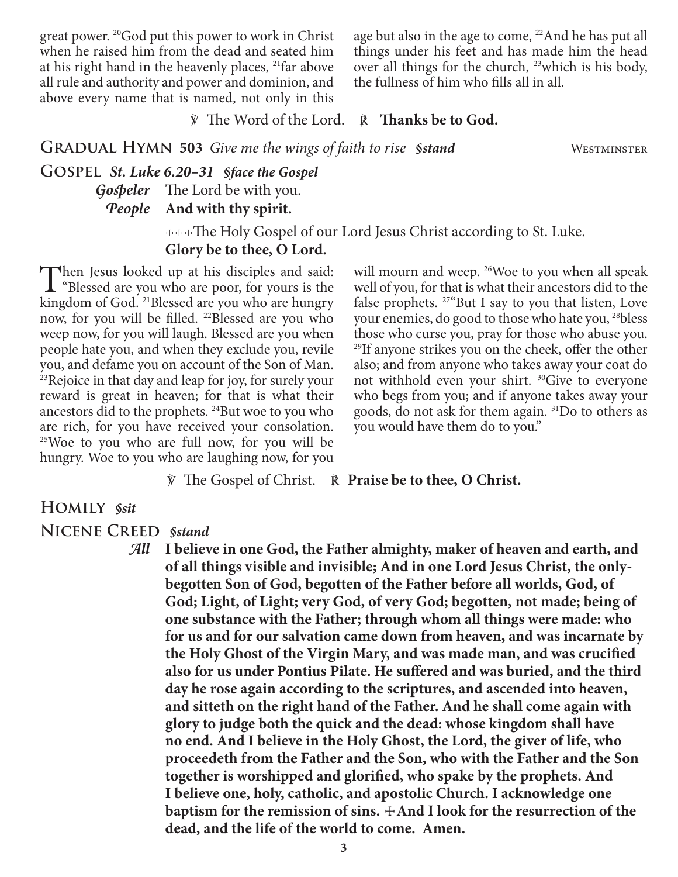great power. [20]God put this power to work in Christ when he raised him from the dead and seated him at his right hand in the heavenly places, [21]far above all rule and authority and power and dominion, and above every name that is named, not only in this age but also in the age to come, [22]And he has put all things under his feet and has made him the head over all things for the church, [23]which is his body, the fullness of him who fills all in all.

℣ The Word of the Lord. ℟ **Thanks be to God.**

## Gradual Hymn 503 *Give me the wings of faith to rise* *§stand* Westminster

## Gospel *St. Luke 6.20–31* *§face the Gospel*

***Gospeler*** The Lord be with you.

***People*** **And with thy spirit.**

☩☩☩The Holy Gospel of our Lord Jesus Christ according to St. Luke.

**Glory be to thee, O Lord.**

Then Jesus looked up at his disciples and said: "Blessed are you who are poor, for yours is the kingdom of God. [21]Blessed are you who are hungry now, for you will be filled. [22]Blessed are you who weep now, for you will laugh. Blessed are you when people hate you, and when they exclude you, revile you, and defame you on account of the Son of Man. [23]Rejoice in that day and leap for joy, for surely your reward is great in heaven; for that is what their ancestors did to the prophets. [24]But woe to you who are rich, for you have received your consolation. [25]Woe to you who are full now, for you will be hungry. Woe to you who are laughing now, for you will mourn and weep. [26]Woe to you when all speak well of you, for that is what their ancestors did to the false prophets. [27]"But I say to you that listen, Love your enemies, do good to those who hate you, [28]bless those who curse you, pray for those who abuse you. [29]If anyone strikes you on the cheek, offer the other also; and from anyone who takes away your coat do not withhold even your shirt. [30]Give to everyone who begs from you; and if anyone takes away your goods, do not ask for them again. [31]Do to others as you would have them do to you."

℣ The Gospel of Christ. ℟ **Praise be to thee, O Christ.**

## Homily *§sit*

## Nicene Creed *§stand*

***All*** **I believe in one God, the Father almighty, maker of heaven and earth, and of all things visible and invisible; And in one Lord Jesus Christ, the only-begotten Son of God, begotten of the Father before all worlds, God, of God; Light, of Light; very God, of very God; begotten, not made; being of one substance with the Father; through whom all things were made: who for us and for our salvation came down from heaven, and was incarnate by the Holy Ghost of the Virgin Mary, and was made man, and was crucified also for us under Pontius Pilate. He suffered and was buried, and the third day he rose again according to the scriptures, and ascended into heaven, and sitteth on the right hand of the Father. And he shall come again with glory to judge both the quick and the dead: whose kingdom shall have no end. And I believe in the Holy Ghost, the Lord, the giver of life, who proceedeth from the Father and the Son, who with the Father and the Son together is worshipped and glorified, who spake by the prophets. And I believe one, holy, catholic, and apostolic Church. I acknowledge one baptism for the remission of sins. ☩And I look for the resurrection of the dead, and the life of the world to come. Amen.**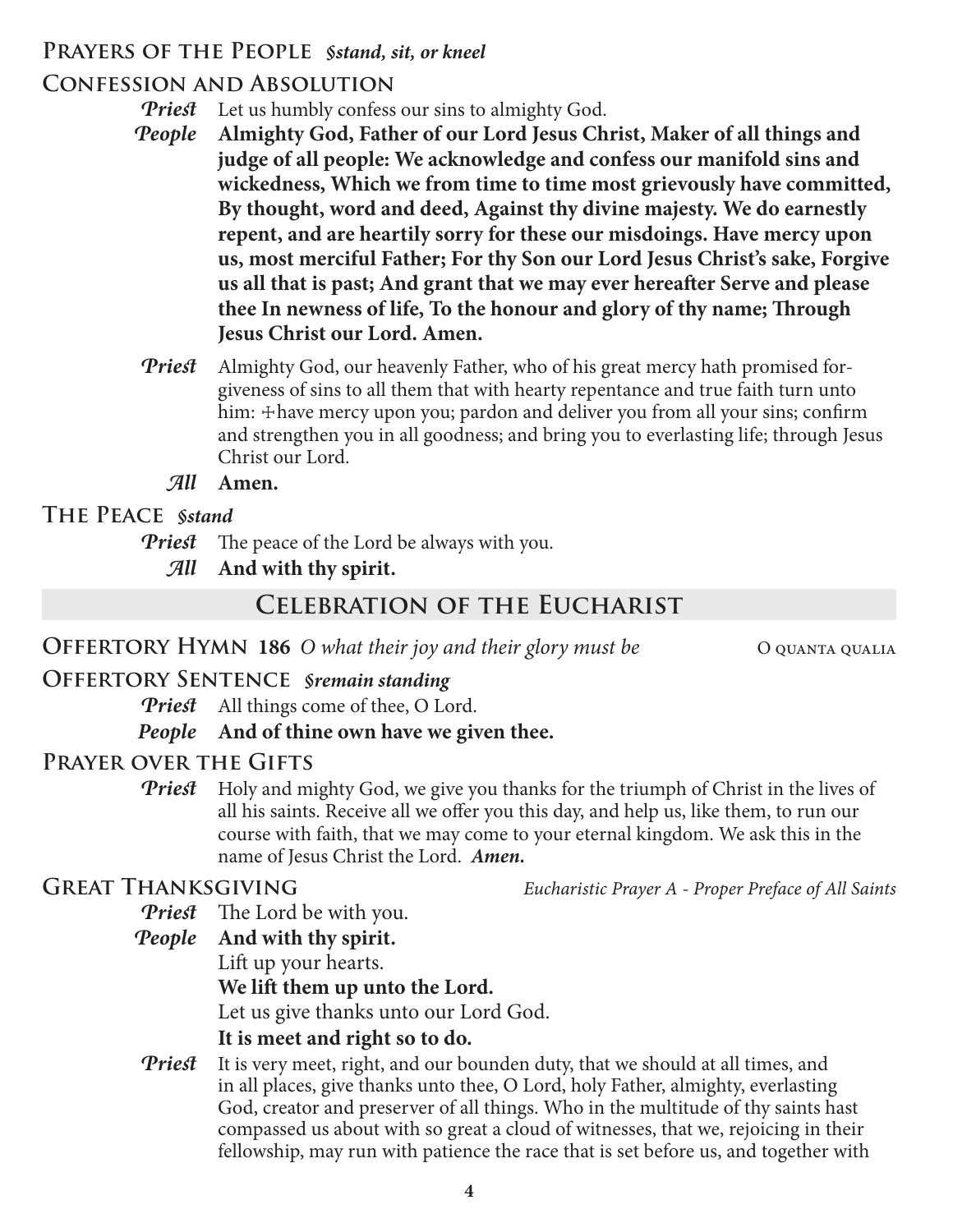## Prayers of the People *§stand, sit, or kneel*

## Confession and Absolution

***Priest*** Let us humbly confess our sins to almighty God.

***People*** **Almighty God, Father of our Lord Jesus Christ, Maker of all things and judge of all people: We acknowledge and confess our manifold sins and wickedness, Which we from time to time most grievously have committed, By thought, word and deed, Against thy divine majesty. We do earnestly repent, and are heartily sorry for these our misdoings. Have mercy upon us, most merciful Father; For thy Son our Lord Jesus Christ's sake, Forgive us all that is past; And grant that we may ever hereafter Serve and please thee In newness of life, To the honour and glory of thy name; Through Jesus Christ our Lord. Amen.**

***Priest*** Almighty God, our heavenly Father, who of his great mercy hath promised forgiveness of sins to all them that with hearty repentance and true faith turn unto him: ☩have mercy upon you; pardon and deliver you from all your sins; confirm and strengthen you in all goodness; and bring you to everlasting life; through Jesus Christ our Lord.

***All*** **Amen.**

## The Peace *§stand*

***Priest*** The peace of the Lord be always with you.

***All*** **And with thy spirit.**

# Celebration of the Eucharist

## Offertory Hymn 186 *O what their joy and their glory must be* O quanta qualia

## Offertory Sentence *§remain standing*

***Priest*** All things come of thee, O Lord.

***People*** **And of thine own have we given thee.**

## Prayer over the Gifts

***Priest*** Holy and mighty God, we give you thanks for the triumph of Christ in the lives of all his saints. Receive all we offer you this day, and help us, like them, to run our course with faith, that we may come to your eternal kingdom. We ask this in the name of Jesus Christ the Lord. ***Amen.***

## Great Thanksgiving *Eucharistic Prayer A - Proper Preface of All Saints*

***Priest*** The Lord be with you.

***People*** **And with thy spirit.**

Lift up your hearts.

**We lift them up unto the Lord.**

Let us give thanks unto our Lord God.

**It is meet and right so to do.**

***Priest*** It is very meet, right, and our bounden duty, that we should at all times, and in all places, give thanks unto thee, O Lord, holy Father, almighty, everlasting God, creator and preserver of all things. Who in the multitude of thy saints hast compassed us about with so great a cloud of witnesses, that we, rejoicing in their fellowship, may run with patience the race that is set before us, and together with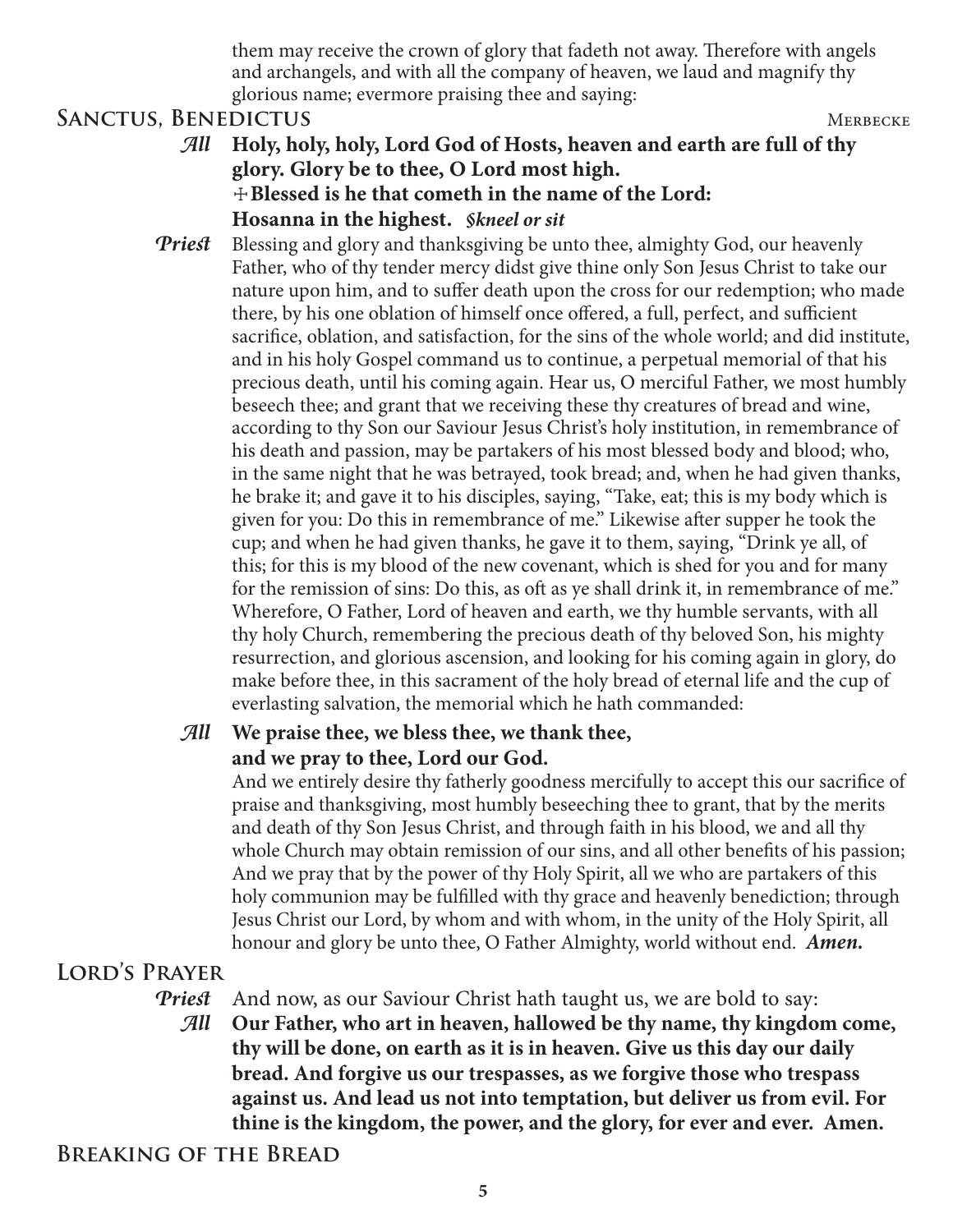them may receive the crown of glory that fadeth not away. Therefore with angels and archangels, and with all the company of heaven, we laud and magnify thy glorious name; evermore praising thee and saying:

## Sanctus, Benedictus

Merbecke

*All* **Holy, holy, holy, Lord God of Hosts, heaven and earth are full of thy glory. Glory be to thee, O Lord most high.**
**✠Blessed is he that cometh in the name of the Lord:**
**Hosanna in the highest.** *§kneel or sit*

*Priest* Blessing and glory and thanksgiving be unto thee, almighty God, our heavenly Father, who of thy tender mercy didst give thine only Son Jesus Christ to take our nature upon him, and to suffer death upon the cross for our redemption; who made there, by his one oblation of himself once offered, a full, perfect, and sufficient sacrifice, oblation, and satisfaction, for the sins of the whole world; and did institute, and in his holy Gospel command us to continue, a perpetual memorial of that his precious death, until his coming again. Hear us, O merciful Father, we most humbly beseech thee; and grant that we receiving these thy creatures of bread and wine, according to thy Son our Saviour Jesus Christ's holy institution, in remembrance of his death and passion, may be partakers of his most blessed body and blood; who, in the same night that he was betrayed, took bread; and, when he had given thanks, he brake it; and gave it to his disciples, saying, "Take, eat; this is my body which is given for you: Do this in remembrance of me." Likewise after supper he took the cup; and when he had given thanks, he gave it to them, saying, "Drink ye all, of this; for this is my blood of the new covenant, which is shed for you and for many for the remission of sins: Do this, as oft as ye shall drink it, in remembrance of me." Wherefore, O Father, Lord of heaven and earth, we thy humble servants, with all thy holy Church, remembering the precious death of thy beloved Son, his mighty resurrection, and glorious ascension, and looking for his coming again in glory, do make before thee, in this sacrament of the holy bread of eternal life and the cup of everlasting salvation, the memorial which he hath commanded:

*All* **We praise thee, we bless thee, we thank thee,**
**and we pray to thee, Lord our God.**

And we entirely desire thy fatherly goodness mercifully to accept this our sacrifice of praise and thanksgiving, most humbly beseeching thee to grant, that by the merits and death of thy Son Jesus Christ, and through faith in his blood, we and all thy whole Church may obtain remission of our sins, and all other benefits of his passion; And we pray that by the power of thy Holy Spirit, all we who are partakers of this holy communion may be fulfilled with thy grace and heavenly benediction; through Jesus Christ our Lord, by whom and with whom, in the unity of the Holy Spirit, all honour and glory be unto thee, O Father Almighty, world without end. ***Amen.***

## Lord's Prayer

*Priest* And now, as our Saviour Christ hath taught us, we are bold to say:

*All* **Our Father, who art in heaven, hallowed be thy name, thy kingdom come, thy will be done, on earth as it is in heaven. Give us this day our daily bread. And forgive us our trespasses, as we forgive those who trespass against us. And lead us not into temptation, but deliver us from evil. For thine is the kingdom, the power, and the glory, for ever and ever. Amen.**

## Breaking of the Bread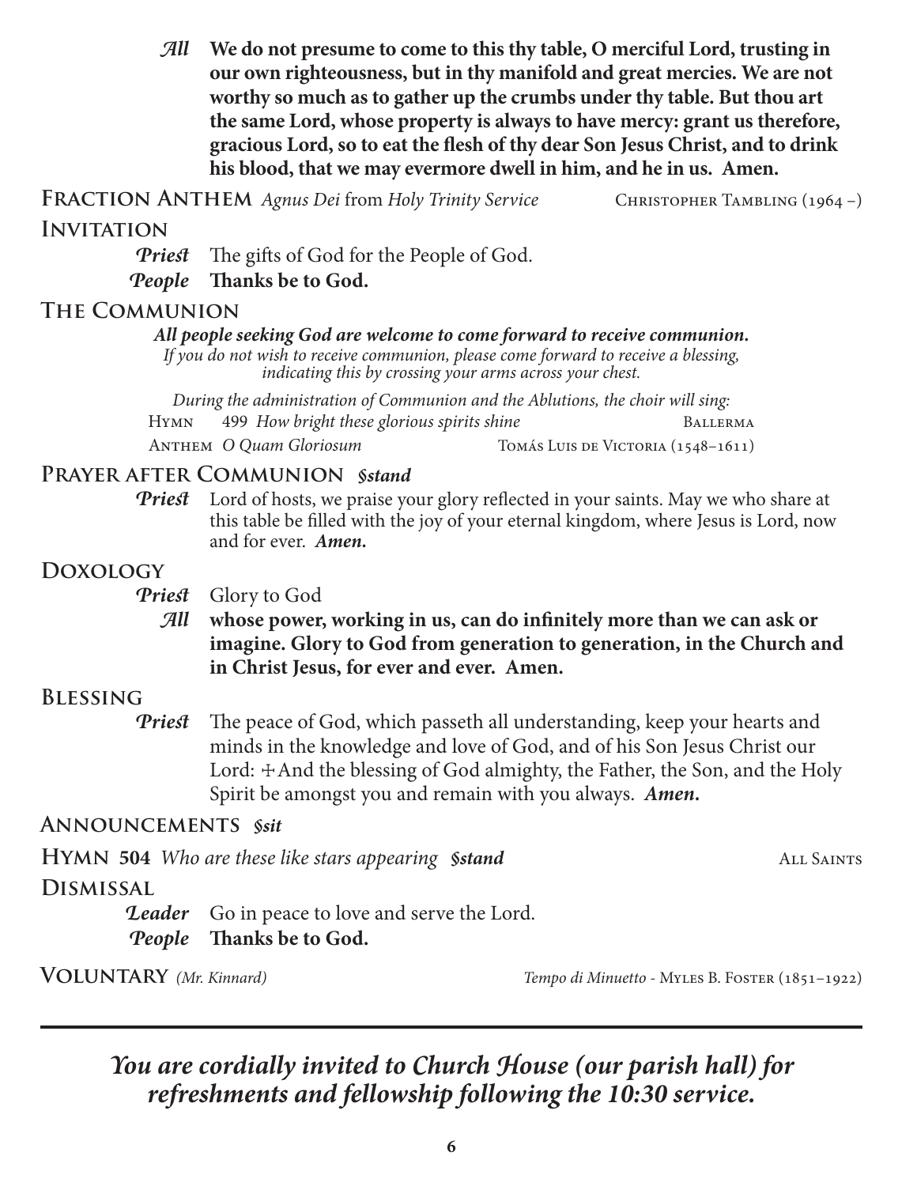*All* **We do not presume to come to this thy table, O merciful Lord, trusting in our own righteousness, but in thy manifold and great mercies. We are not worthy so much as to gather up the crumbs under thy table. But thou art the same Lord, whose property is always to have mercy: grant us therefore, gracious Lord, so to eat the flesh of thy dear Son Jesus Christ, and to drink his blood, that we may evermore dwell in him, and he in us. Amen.**

## Fraction Anthem *Agnus Dei* from *Holy Trinity Service* — Christopher Tambling (1964 –)

## Invitation

*Priest* The gifts of God for the People of God.

*People* **Thanks be to God.**

## The Communion

***All people seeking God are welcome to come forward to receive communion.***

*If you do not wish to receive communion, please come forward to receive a blessing, indicating this by crossing your arms across your chest.*

*During the administration of Communion and the Ablutions, the choir will sing:*

Hymn 499 *How bright these glorious spirits shine* — Ballerma

Anthem *O Quam Gloriosum* — Tomás Luis de Victoria (1548–1611)

## Prayer after Communion *§stand*

*Priest* Lord of hosts, we praise your glory reflected in your saints. May we who share at this table be filled with the joy of your eternal kingdom, where Jesus is Lord, now and for ever. ***Amen.***

## Doxology

*Priest* Glory to God

*All* **whose power, working in us, can do infinitely more than we can ask or imagine. Glory to God from generation to generation, in the Church and in Christ Jesus, for ever and ever. Amen.**

## Blessing

*Priest* The peace of God, which passeth all understanding, keep your hearts and minds in the knowledge and love of God, and of his Son Jesus Christ our Lord: ✠ And the blessing of God almighty, the Father, the Son, and the Holy Spirit be amongst you and remain with you always. ***Amen.***

## Announcements *§sit*

## Hymn 504 *Who are these like stars appearing* *§stand* — All Saints

## Dismissal

*Leader* Go in peace to love and serve the Lord.

*People* **Thanks be to God.**

## Voluntary *(Mr. Kinnard)* — *Tempo di Minuetto* - Myles B. Foster (1851–1922)

---

***You are cordially invited to Church House (our parish hall) for refreshments and fellowship following the 10:30 service.***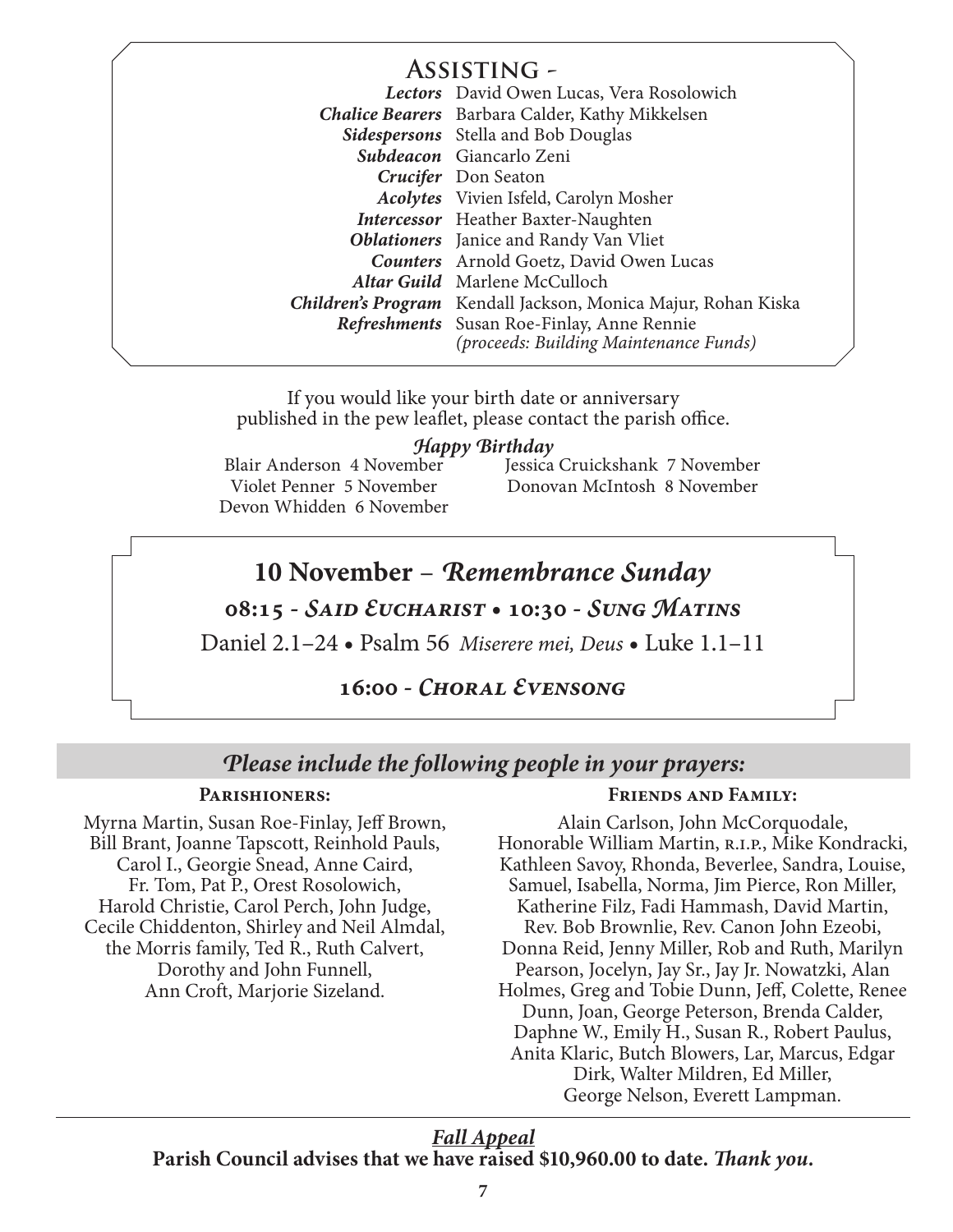## Assisting -

| | |
|---|---|
| ***Lectors*** | David Owen Lucas, Vera Rosolowich |
| ***Chalice Bearers*** | Barbara Calder, Kathy Mikkelsen |
| ***Sidespersons*** | Stella and Bob Douglas |
| ***Subdeacon*** | Giancarlo Zeni |
| ***Crucifer*** | Don Seaton |
| ***Acolytes*** | Vivien Isfeld, Carolyn Mosher |
| ***Intercessor*** | Heather Baxter-Naughten |
| ***Oblationers*** | Janice and Randy Van Vliet |
| ***Counters*** | Arnold Goetz, David Owen Lucas |
| ***Altar Guild*** | Marlene McCulloch |
| ***Children's Program*** | Kendall Jackson, Monica Majur, Rohan Kiska |
| ***Refreshments*** | Susan Roe-Finlay, Anne Rennie *(proceeds: Building Maintenance Funds)* |

If you would like your birth date or anniversary published in the pew leaflet, please contact the parish office.

*Happy Birthday*

Blair Anderson 4 November
Violet Penner 5 November
Devon Whidden 6 November
Jessica Cruickshank 7 November
Donovan McIntosh 8 November

## 10 November – *Remembrance Sunday*

**08:15 - *Said Eucharist* • 10:30 - *Sung Matins***

Daniel 2.1–24 • Psalm 56 *Miserere mei, Deus* • Luke 1.1–11

**16:00 - *Choral Evensong***

## *Please include the following people in your prayers:*

**Parishioners:**

Myrna Martin, Susan Roe-Finlay, Jeff Brown, Bill Brant, Joanne Tapscott, Reinhold Pauls, Carol I., Georgie Snead, Anne Caird, Fr. Tom, Pat P., Orest Rosolowich, Harold Christie, Carol Perch, John Judge, Cecile Chiddenton, Shirley and Neil Almdal, the Morris family, Ted R., Ruth Calvert, Dorothy and John Funnell, Ann Croft, Marjorie Sizeland.

**Friends and Family:**

Alain Carlson, John McCorquodale, Honorable William Martin, R.I.P., Mike Kondracki, Kathleen Savoy, Rhonda, Beverlee, Sandra, Louise, Samuel, Isabella, Norma, Jim Pierce, Ron Miller, Katherine Filz, Fadi Hammash, David Martin, Rev. Bob Brownlie, Rev. Canon John Ezeobi, Donna Reid, Jenny Miller, Rob and Ruth, Marilyn Pearson, Jocelyn, Jay Sr., Jay Jr. Nowatzki, Alan Holmes, Greg and Tobie Dunn, Jeff, Colette, Renee Dunn, Joan, George Peterson, Brenda Calder, Daphne W., Emily H., Susan R., Robert Paulus, Anita Klaric, Butch Blowers, Lar, Marcus, Edgar Dirk, Walter Mildren, Ed Miller, George Nelson, Everett Lampman.

***Fall Appeal***

**Parish Council advises that we have raised $10,960.00 to date. *Thank you*.**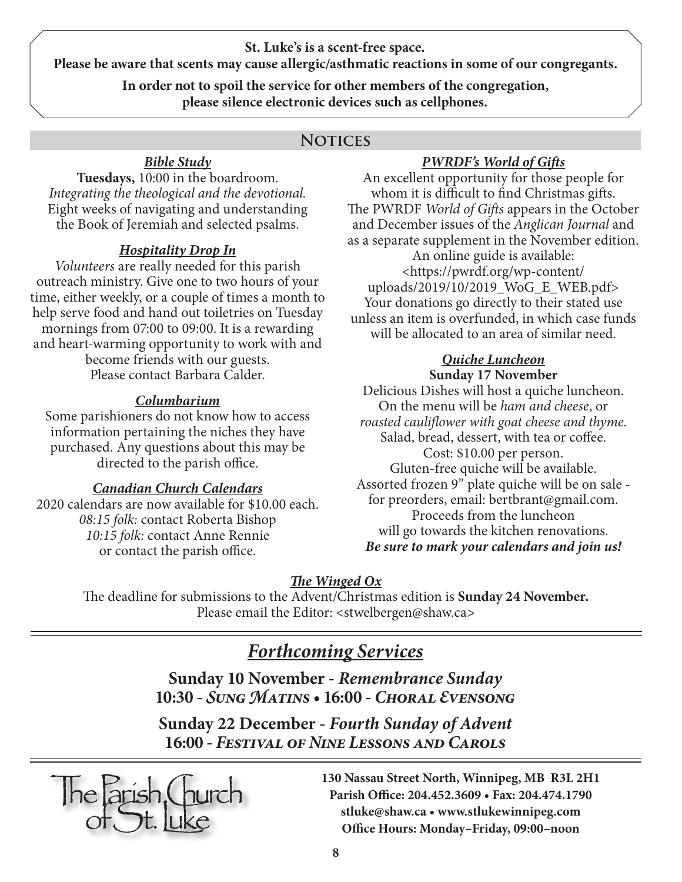**St. Luke's is a scent-free space.**
**Please be aware that scents may cause allergic/asthmatic reactions in some of our congregants.**

**In order not to spoil the service for other members of the congregation, please silence electronic devices such as cellphones.**

## Notices

### *Bible Study*

**Tuesdays,** 10:00 in the boardroom.
*Integrating the theological and the devotional.*
Eight weeks of navigating and understanding the Book of Jeremiah and selected psalms.

### *Hospitality Drop In*

*Volunteers* are really needed for this parish outreach ministry. Give one to two hours of your time, either weekly, or a couple of times a month to help serve food and hand out toiletries on Tuesday mornings from 07:00 to 09:00. It is a rewarding and heart-warming opportunity to work with and become friends with our guests.
Please contact Barbara Calder.

### *Columbarium*

Some parishioners do not know how to access information pertaining the niches they have purchased. Any questions about this may be directed to the parish office.

### *Canadian Church Calendars*

2020 calendars are now available for $10.00 each.
*08:15 folk:* contact Roberta Bishop
*10:15 folk:* contact Anne Rennie
or contact the parish office.

### *PWRDF's World of Gifts*

An excellent opportunity for those people for whom it is difficult to find Christmas gifts. The PWRDF *World of Gifts* appears in the October and December issues of the *Anglican Journal* and as a separate supplement in the November edition. An online guide is available:
<https://pwrdf.org/wp-content/uploads/2019/10/2019_WoG_E_WEB.pdf>
Your donations go directly to their stated use unless an item is overfunded, in which case funds will be allocated to an area of similar need.

### *Quiche Luncheon*

**Sunday 17 November**
Delicious Dishes will host a quiche luncheon. On the menu will be *ham and cheese*, or *roasted cauliflower with goat cheese and thyme*.
Salad, bread, dessert, with tea or coffee.
Cost: $10.00 per person.
Gluten-free quiche will be available.
Assorted frozen 9" plate quiche will be on sale - for preorders, email: bertbrant@gmail.com.
Proceeds from the luncheon will go towards the kitchen renovations.
***Be sure to mark your calendars and join us!***

### *The Winged Ox*

The deadline for submissions to the Advent/Christmas edition is **Sunday 24 November.**
Please email the Editor: <stwelbergen@shaw.ca>

## *Forthcoming Services*

**Sunday 10 November - *Remembrance Sunday***
**10:30 - *Sung Matins* • 16:00 - *Choral Evensong***

**Sunday 22 December - *Fourth Sunday of Advent***
**16:00 - *Festival of Nine Lessons and Carols***

The Parish Church of St. Luke

**130 Nassau Street North, Winnipeg, MB R3L 2H1**
**Parish Office: 204.452.3609 • Fax: 204.474.1790**
**stluke@shaw.ca • www.stlukewinnipeg.com**
**Office Hours: Monday–Friday, 09:00–noon**